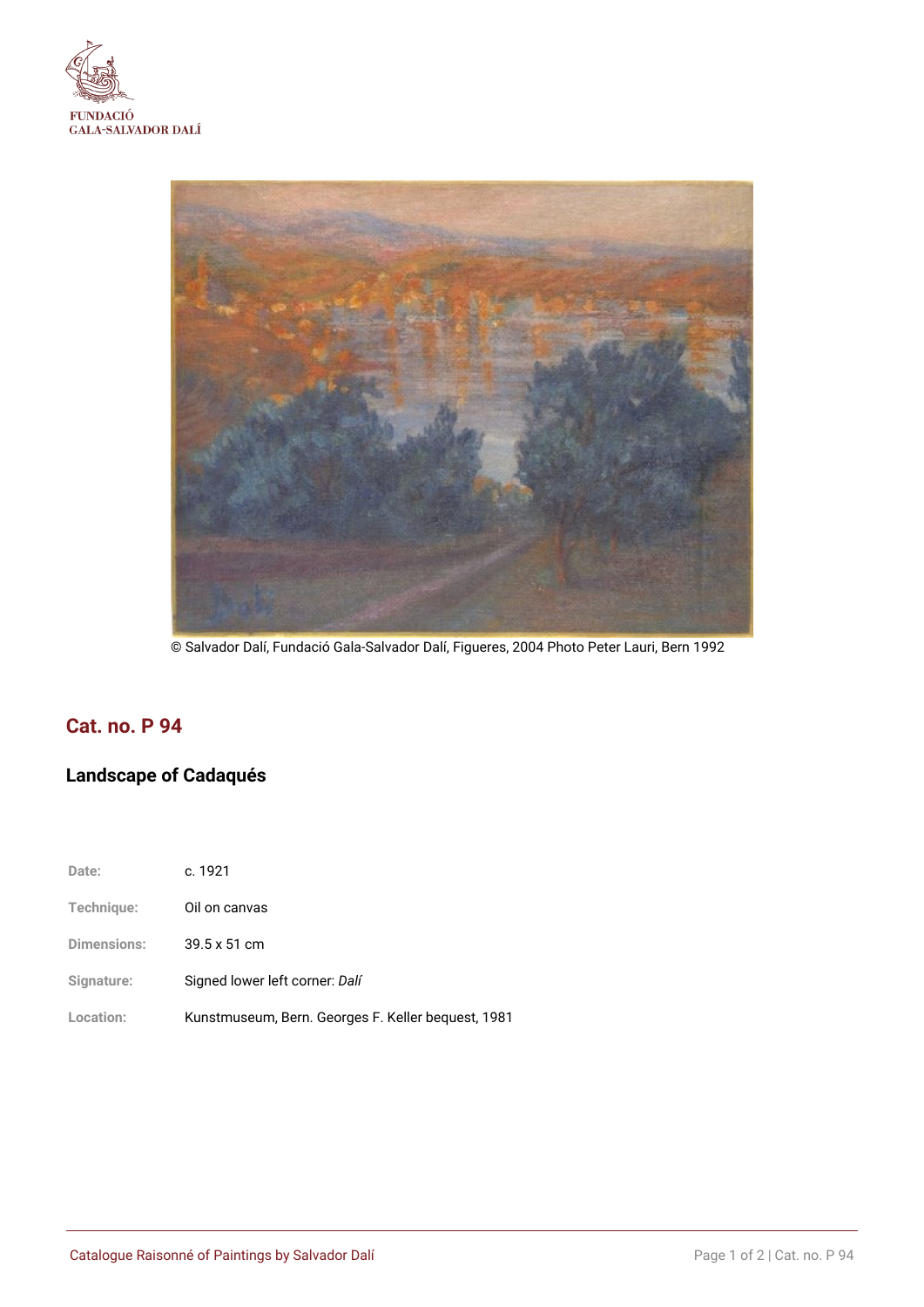FUNDACIÓ
GALA-SALVADOR DALÍ

© Salvador Dalí, Fundació Gala-Salvador Dalí, Figueres, 2004 Photo Peter Lauri, Bern 1992

## Cat. no. P 94

### Landscape of Cadaqués

| | |
|---|---|
| Date: | c. 1921 |
| Technique: | Oil on canvas |
| Dimensions: | 39.5 x 51 cm |
| Signature: | Signed lower left corner: *Dalí* |
| Location: | Kunstmuseum, Bern. Georges F. Keller bequest, 1981 |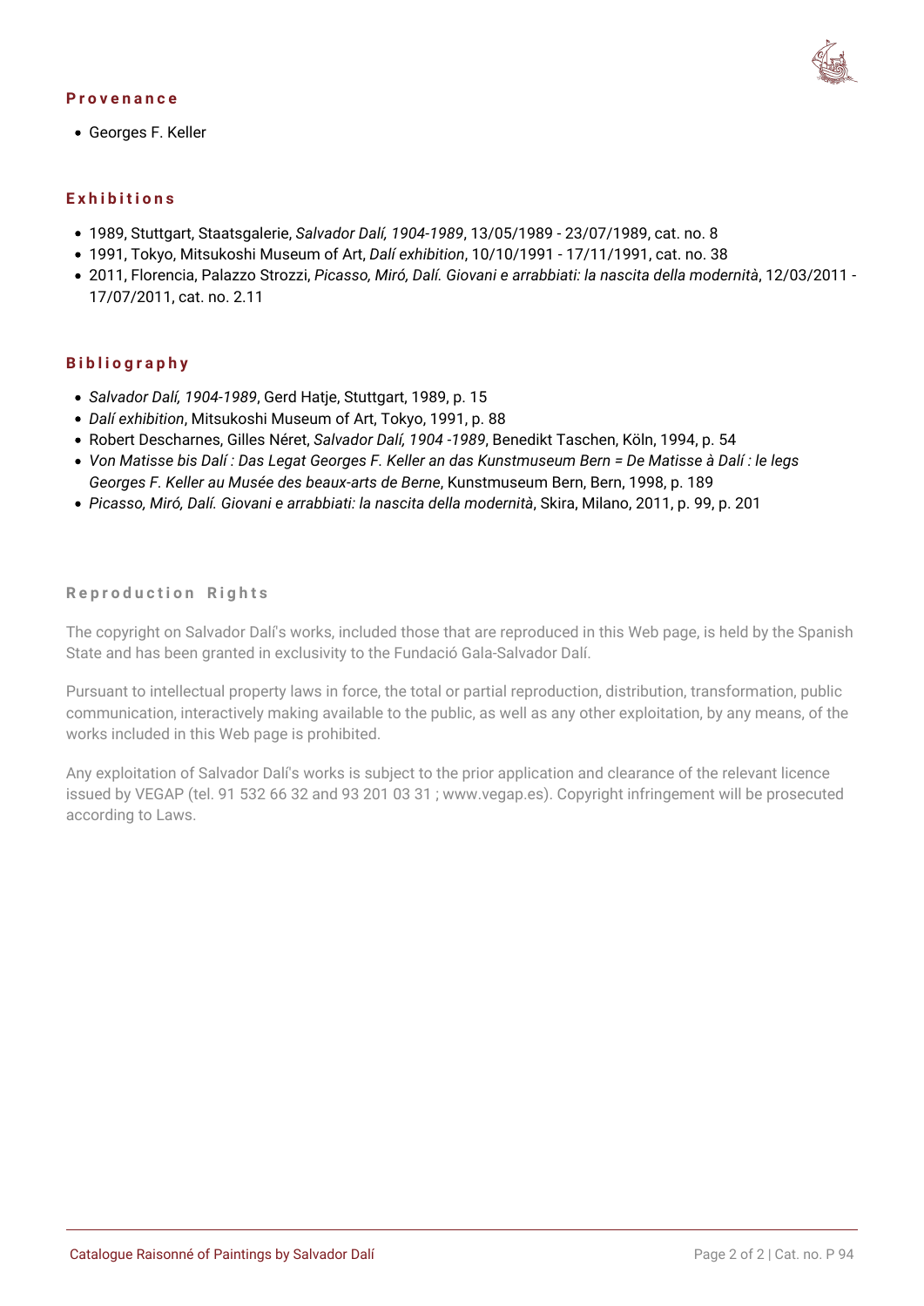## Provenance

- Georges F. Keller

## Exhibitions

- 1989, Stuttgart, Staatsgalerie, *Salvador Dalí, 1904-1989*, 13/05/1989 - 23/07/1989, cat. no. 8
- 1991, Tokyo, Mitsukoshi Museum of Art, *Dalí exhibition*, 10/10/1991 - 17/11/1991, cat. no. 38
- 2011, Florencia, Palazzo Strozzi, *Picasso, Miró, Dalí. Giovani e arrabbiati: la nascita della modernità*, 12/03/2011 - 17/07/2011, cat. no. 2.11

## Bibliography

- *Salvador Dalí, 1904-1989*, Gerd Hatje, Stuttgart, 1989, p. 15
- *Dalí exhibition*, Mitsukoshi Museum of Art, Tokyo, 1991, p. 88
- Robert Descharnes, Gilles Néret, *Salvador Dalí, 1904 -1989*, Benedikt Taschen, Köln, 1994, p. 54
- *Von Matisse bis Dalí : Das Legat Georges F. Keller an das Kunstmuseum Bern = De Matisse à Dalí : le legs Georges F. Keller au Musée des beaux-arts de Berne*, Kunstmuseum Bern, Bern, 1998, p. 189
- *Picasso, Miró, Dalí. Giovani e arrabbiati: la nascita della modernità*, Skira, Milano, 2011, p. 99, p. 201

## Reproduction Rights

The copyright on Salvador Dalí's works, included those that are reproduced in this Web page, is held by the Spanish State and has been granted in exclusivity to the Fundació Gala-Salvador Dalí.

Pursuant to intellectual property laws in force, the total or partial reproduction, distribution, transformation, public communication, interactively making available to the public, as well as any other exploitation, by any means, of the works included in this Web page is prohibited.

Any exploitation of Salvador Dalí's works is subject to the prior application and clearance of the relevant licence issued by VEGAP (tel. 91 532 66 32 and 93 201 03 31 ; www.vegap.es). Copyright infringement will be prosecuted according to Laws.